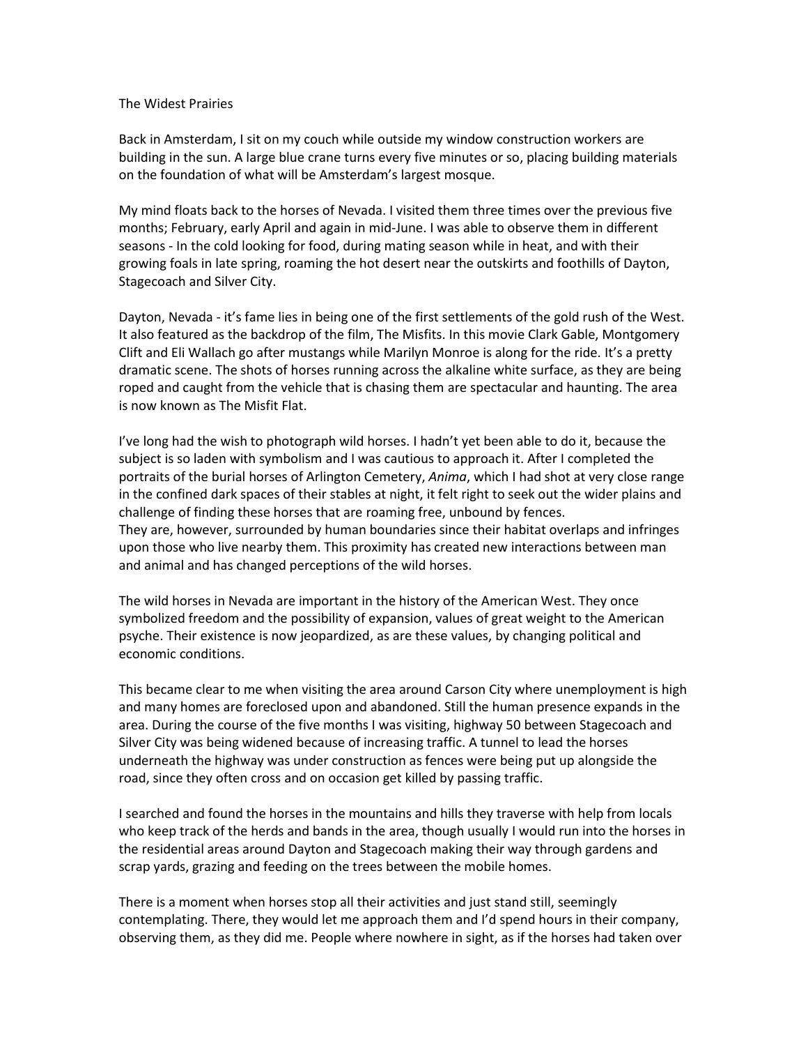# The Widest Prairies

Back in Amsterdam, I sit on my couch while outside my window construction workers are building in the sun. A large blue crane turns every five minutes or so, placing building materials on the foundation of what will be Amsterdam's largest mosque.

My mind floats back to the horses of Nevada. I visited them three times over the previous five months; February, early April and again in mid-June. I was able to observe them in different seasons - In the cold looking for food, during mating season while in heat, and with their growing foals in late spring, roaming the hot desert near the outskirts and foothills of Dayton, Stagecoach and Silver City.

Dayton, Nevada - it's fame lies in being one of the first settlements of the gold rush of the West. It also featured as the backdrop of the film, The Misfits. In this movie Clark Gable, Montgomery Clift and Eli Wallach go after mustangs while Marilyn Monroe is along for the ride. It's a pretty dramatic scene. The shots of horses running across the alkaline white surface, as they are being roped and caught from the vehicle that is chasing them are spectacular and haunting. The area is now known as The Misfit Flat.

I've long had the wish to photograph wild horses. I hadn't yet been able to do it, because the subject is so laden with symbolism and I was cautious to approach it. After I completed the portraits of the burial horses of Arlington Cemetery, *Anima*, which I had shot at very close range in the confined dark spaces of their stables at night, it felt right to seek out the wider plains and challenge of finding these horses that are roaming free, unbound by fences.
They are, however, surrounded by human boundaries since their habitat overlaps and infringes upon those who live nearby them. This proximity has created new interactions between man and animal and has changed perceptions of the wild horses.

The wild horses in Nevada are important in the history of the American West. They once symbolized freedom and the possibility of expansion, values of great weight to the American psyche. Their existence is now jeopardized, as are these values, by changing political and economic conditions.

This became clear to me when visiting the area around Carson City where unemployment is high and many homes are foreclosed upon and abandoned. Still the human presence expands in the area. During the course of the five months I was visiting, highway 50 between Stagecoach and Silver City was being widened because of increasing traffic. A tunnel to lead the horses underneath the highway was under construction as fences were being put up alongside the road, since they often cross and on occasion get killed by passing traffic.

I searched and found the horses in the mountains and hills they traverse with help from locals who keep track of the herds and bands in the area, though usually I would run into the horses in the residential areas around Dayton and Stagecoach making their way through gardens and scrap yards, grazing and feeding on the trees between the mobile homes.

There is a moment when horses stop all their activities and just stand still, seemingly contemplating. There, they would let me approach them and I'd spend hours in their company, observing them, as they did me. People where nowhere in sight, as if the horses had taken over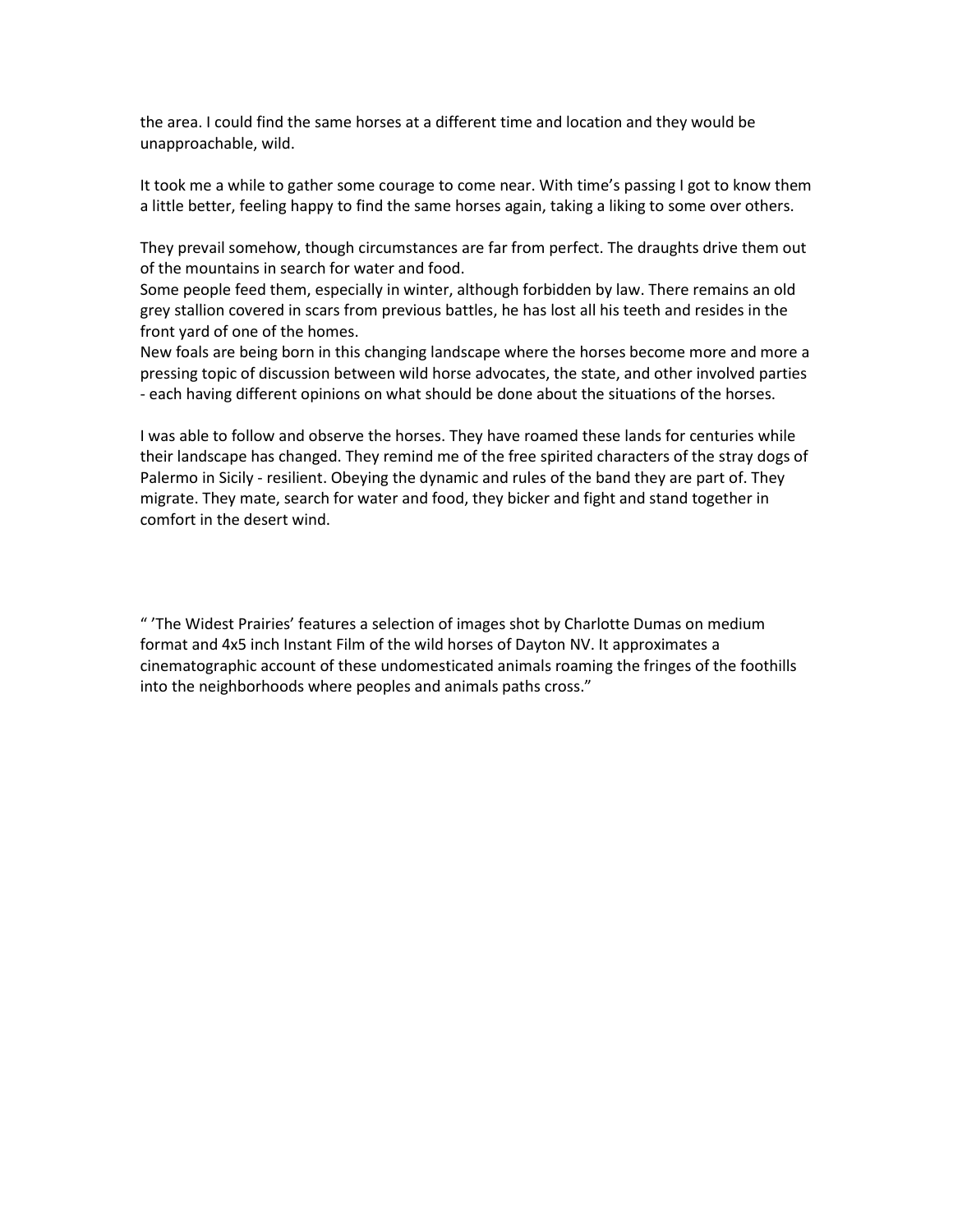the area. I could find the same horses at a different time and location and they would be unapproachable, wild.

It took me a while to gather some courage to come near. With time's passing I got to know them a little better, feeling happy to find the same horses again, taking a liking to some over others.

They prevail somehow, though circumstances are far from perfect. The draughts drive them out of the mountains in search for water and food.
Some people feed them, especially in winter, although forbidden by law. There remains an old grey stallion covered in scars from previous battles, he has lost all his teeth and resides in the front yard of one of the homes.
New foals are being born in this changing landscape where the horses become more and more a pressing topic of discussion between wild horse advocates, the state, and other involved parties - each having different opinions on what should be done about the situations of the horses.

I was able to follow and observe the horses. They have roamed these lands for centuries while their landscape has changed. They remind me of the free spirited characters of the stray dogs of Palermo in Sicily - resilient. Obeying the dynamic and rules of the band they are part of. They migrate. They mate, search for water and food, they bicker and fight and stand together in comfort in the desert wind.

" 'The Widest Prairies' features a selection of images shot by Charlotte Dumas on medium format and 4x5 inch Instant Film of the wild horses of Dayton NV. It approximates a cinematographic account of these undomesticated animals roaming the fringes of the foothills into the neighborhoods where peoples and animals paths cross."